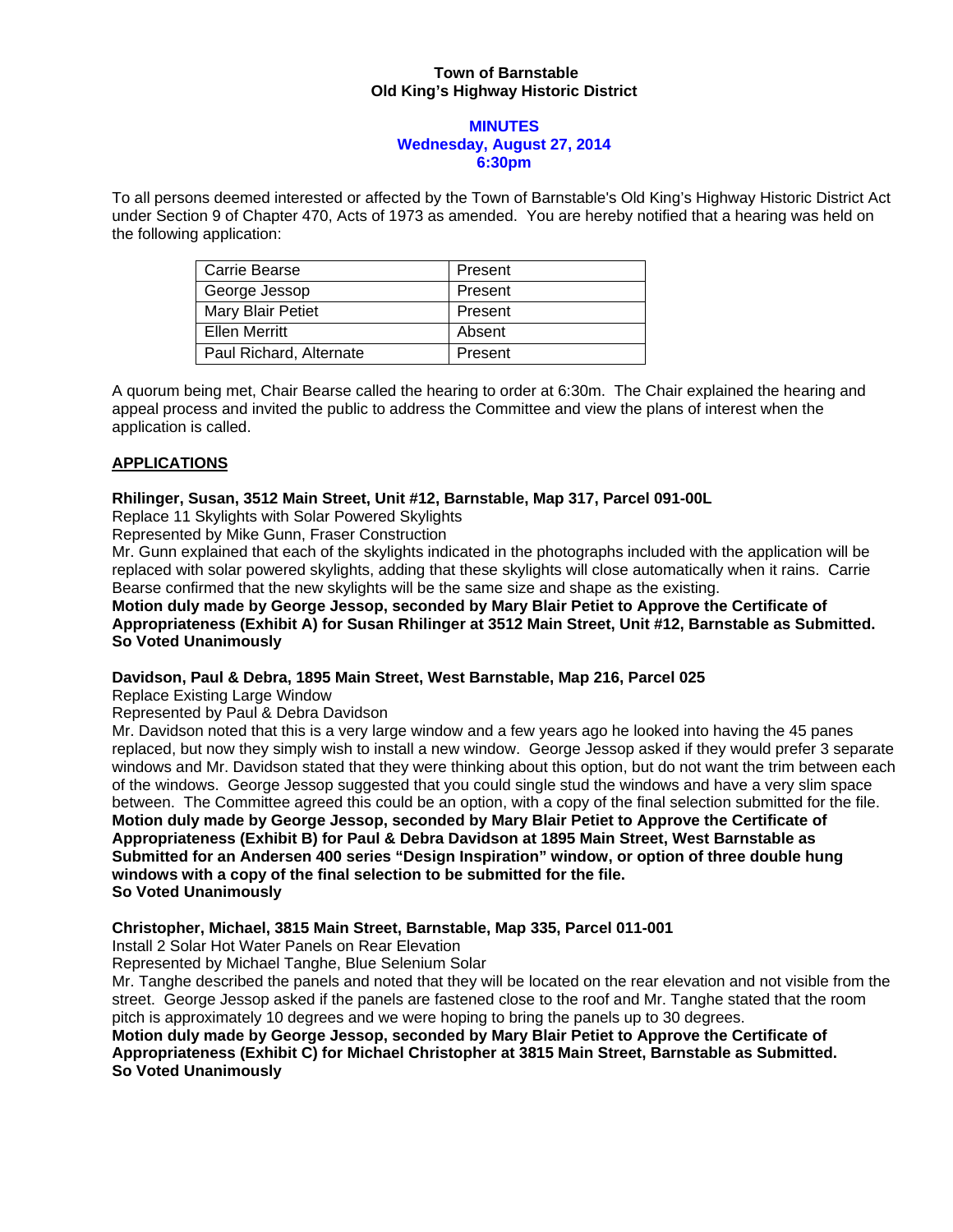**Town of Barnstable**
**Old King's Highway Historic District**

**MINUTES**
**Wednesday, August 27, 2014**
**6:30pm**

To all persons deemed interested or affected by the Town of Barnstable's Old King's Highway Historic District Act under Section 9 of Chapter 470, Acts of 1973 as amended. You are hereby notified that a hearing was held on the following application:

| Carrie Bearse | Present |
|---|---|
| George Jessop | Present |
| Mary Blair Petiet | Present |
| Ellen Merritt | Absent |
| Paul Richard, Alternate | Present |

A quorum being met, Chair Bearse called the hearing to order at 6:30m. The Chair explained the hearing and appeal process and invited the public to address the Committee and view the plans of interest when the application is called.

## APPLICATIONS

**Rhilinger, Susan, 3512 Main Street, Unit #12, Barnstable, Map 317, Parcel 091-00L**
Replace 11 Skylights with Solar Powered Skylights
Represented by Mike Gunn, Fraser Construction
Mr. Gunn explained that each of the skylights indicated in the photographs included with the application will be replaced with solar powered skylights, adding that these skylights will close automatically when it rains. Carrie Bearse confirmed that the new skylights will be the same size and shape as the existing.
**Motion duly made by George Jessop, seconded by Mary Blair Petiet to Approve the Certificate of Appropriateness (Exhibit A) for Susan Rhilinger at 3512 Main Street, Unit #12, Barnstable as Submitted.**
**So Voted Unanimously**

**Davidson, Paul & Debra, 1895 Main Street, West Barnstable, Map 216, Parcel 025**
Replace Existing Large Window
Represented by Paul & Debra Davidson
Mr. Davidson noted that this is a very large window and a few years ago he looked into having the 45 panes replaced, but now they simply wish to install a new window. George Jessop asked if they would prefer 3 separate windows and Mr. Davidson stated that they were thinking about this option, but do not want the trim between each of the windows. George Jessop suggested that you could single stud the windows and have a very slim space between. The Committee agreed this could be an option, with a copy of the final selection submitted for the file.
**Motion duly made by George Jessop, seconded by Mary Blair Petiet to Approve the Certificate of Appropriateness (Exhibit B) for Paul & Debra Davidson at 1895 Main Street, West Barnstable as Submitted for an Andersen 400 series "Design Inspiration" window, or option of three double hung windows with a copy of the final selection to be submitted for the file.**
**So Voted Unanimously**

**Christopher, Michael, 3815 Main Street, Barnstable, Map 335, Parcel 011-001**
Install 2 Solar Hot Water Panels on Rear Elevation
Represented by Michael Tanghe, Blue Selenium Solar
Mr. Tanghe described the panels and noted that they will be located on the rear elevation and not visible from the street. George Jessop asked if the panels are fastened close to the roof and Mr. Tanghe stated that the room pitch is approximately 10 degrees and we were hoping to bring the panels up to 30 degrees.
**Motion duly made by George Jessop, seconded by Mary Blair Petiet to Approve the Certificate of Appropriateness (Exhibit C) for Michael Christopher at 3815 Main Street, Barnstable as Submitted.**
**So Voted Unanimously**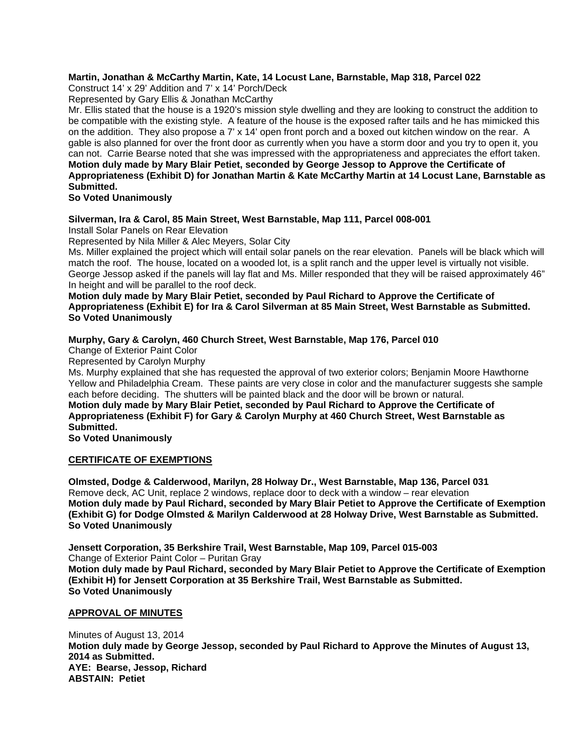**Martin, Jonathan & McCarthy Martin, Kate, 14 Locust Lane, Barnstable, Map 318, Parcel 022**
Construct 14' x 29' Addition and 7' x 14' Porch/Deck
Represented by Gary Ellis & Jonathan McCarthy
Mr. Ellis stated that the house is a 1920's mission style dwelling and they are looking to construct the addition to be compatible with the existing style. A feature of the house is the exposed rafter tails and he has mimicked this on the addition. They also propose a 7' x 14' open front porch and a boxed out kitchen window on the rear. A gable is also planned for over the front door as currently when you have a storm door and you try to open it, you can not. Carrie Bearse noted that she was impressed with the appropriateness and appreciates the effort taken.
**Motion duly made by Mary Blair Petiet, seconded by George Jessop to Approve the Certificate of Appropriateness (Exhibit D) for Jonathan Martin & Kate McCarthy Martin at 14 Locust Lane, Barnstable as Submitted.**
**So Voted Unanimously**

**Silverman, Ira & Carol, 85 Main Street, West Barnstable, Map 111, Parcel 008-001**
Install Solar Panels on Rear Elevation
Represented by Nila Miller & Alec Meyers, Solar City
Ms. Miller explained the project which will entail solar panels on the rear elevation. Panels will be black which will match the roof. The house, located on a wooded lot, is a split ranch and the upper level is virtually not visible. George Jessop asked if the panels will lay flat and Ms. Miller responded that they will be raised approximately 46" In height and will be parallel to the roof deck.
**Motion duly made by Mary Blair Petiet, seconded by Paul Richard to Approve the Certificate of Appropriateness (Exhibit E) for Ira & Carol Silverman at 85 Main Street, West Barnstable as Submitted.**
**So Voted Unanimously**

**Murphy, Gary & Carolyn, 460 Church Street, West Barnstable, Map 176, Parcel 010**
Change of Exterior Paint Color
Represented by Carolyn Murphy
Ms. Murphy explained that she has requested the approval of two exterior colors; Benjamin Moore Hawthorne Yellow and Philadelphia Cream. These paints are very close in color and the manufacturer suggests she sample each before deciding. The shutters will be painted black and the door will be brown or natural.
**Motion duly made by Mary Blair Petiet, seconded by Paul Richard to Approve the Certificate of Appropriateness (Exhibit F) for Gary & Carolyn Murphy at 460 Church Street, West Barnstable as Submitted.**
**So Voted Unanimously**

## CERTIFICATE OF EXEMPTIONS

**Olmsted, Dodge & Calderwood, Marilyn, 28 Holway Dr., West Barnstable, Map 136, Parcel 031**
Remove deck, AC Unit, replace 2 windows, replace door to deck with a window – rear elevation
**Motion duly made by Paul Richard, seconded by Mary Blair Petiet to Approve the Certificate of Exemption (Exhibit G) for Dodge Olmsted & Marilyn Calderwood at 28 Holway Drive, West Barnstable as Submitted.**
**So Voted Unanimously**

**Jensett Corporation, 35 Berkshire Trail, West Barnstable, Map 109, Parcel 015-003**
Change of Exterior Paint Color – Puritan Gray
**Motion duly made by Paul Richard, seconded by Mary Blair Petiet to Approve the Certificate of Exemption (Exhibit H) for Jensett Corporation at 35 Berkshire Trail, West Barnstable as Submitted.**
**So Voted Unanimously**

## APPROVAL OF MINUTES

Minutes of August 13, 2014
**Motion duly made by George Jessop, seconded by Paul Richard to Approve the Minutes of August 13, 2014 as Submitted.**
**AYE: Bearse, Jessop, Richard**
**ABSTAIN: Petiet**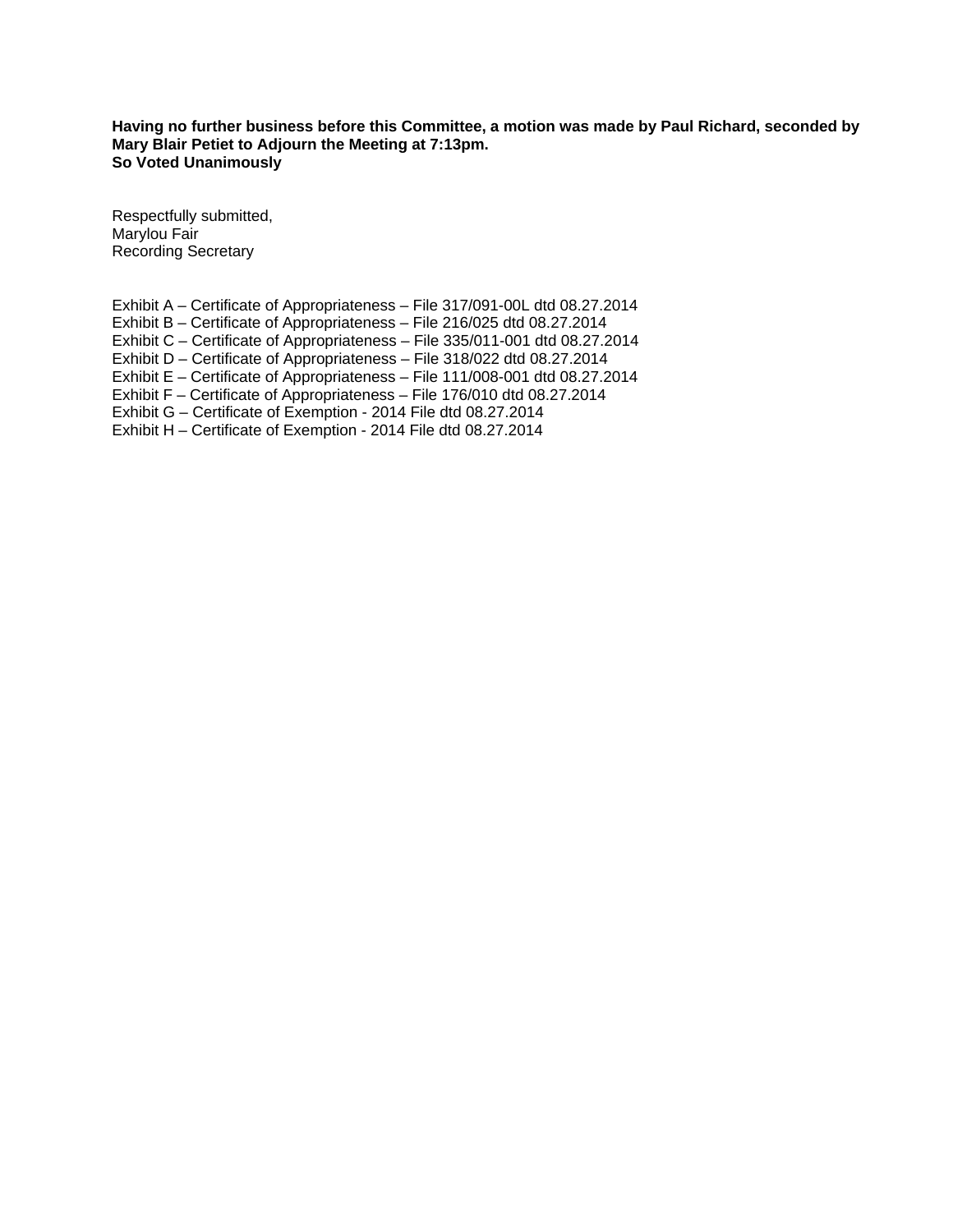**Having no further business before this Committee, a motion was made by Paul Richard, seconded by Mary Blair Petiet to Adjourn the Meeting at 7:13pm.**
**So Voted Unanimously**

Respectfully submitted,
Marylou Fair
Recording Secretary

Exhibit A – Certificate of Appropriateness – File 317/091-00L dtd 08.27.2014
Exhibit B – Certificate of Appropriateness – File 216/025 dtd 08.27.2014
Exhibit C – Certificate of Appropriateness – File 335/011-001 dtd 08.27.2014
Exhibit D – Certificate of Appropriateness – File 318/022 dtd 08.27.2014
Exhibit E – Certificate of Appropriateness – File 111/008-001 dtd 08.27.2014
Exhibit F – Certificate of Appropriateness – File 176/010 dtd 08.27.2014
Exhibit G – Certificate of Exemption - 2014 File dtd 08.27.2014
Exhibit H – Certificate of Exemption - 2014 File dtd 08.27.2014